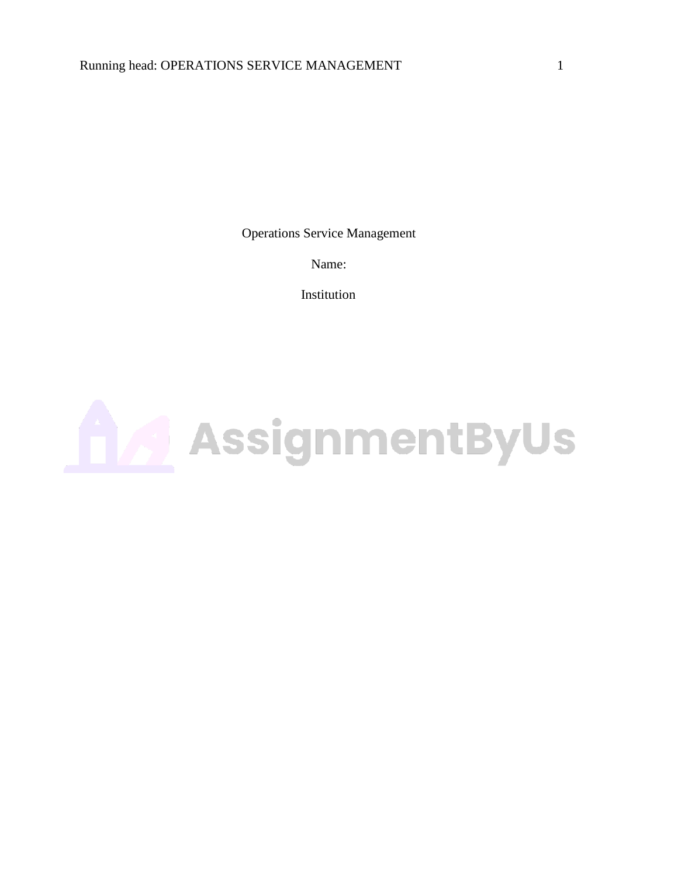Operations Service Management

Name:

Institution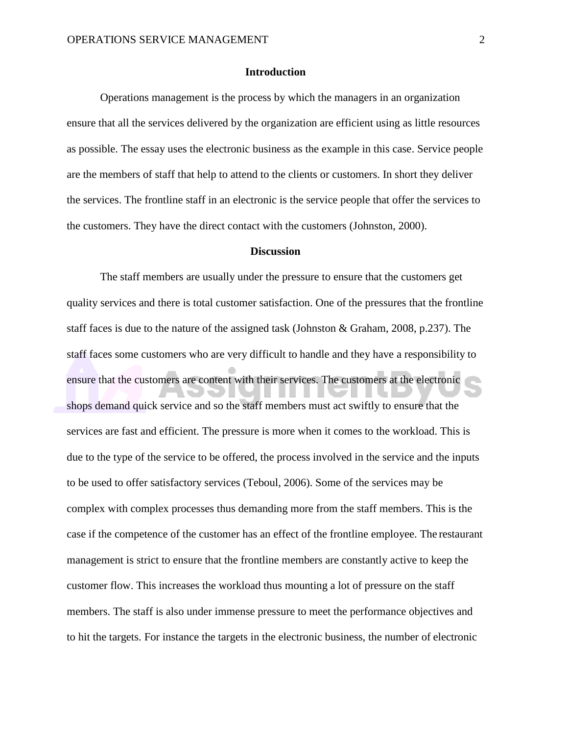## Introduction

Operations management is the process by which the managers in an organization ensure that all the services delivered by the organization are efficient using as little resources as possible. The essay uses the electronic business as the example in this case. Service people are the members of staff that help to attend to the clients or customers. In short they deliver the services. The frontline staff in an electronic is the service people that offer the services to the customers. They have the direct contact with the customers (Johnston, 2000).

## Discussion

The staff members are usually under the pressure to ensure that the customers get quality services and there is total customer satisfaction. One of the pressures that the frontline staff faces is due to the nature of the assigned task (Johnston & Graham, 2008, p.237). The staff faces some customers who are very difficult to handle and they have a responsibility to ensure that the customers are content with their services. The customers at the electronic shops demand quick service and so the staff members must act swiftly to ensure that the services are fast and efficient. The pressure is more when it comes to the workload. This is due to the type of the service to be offered, the process involved in the service and the inputs to be used to offer satisfactory services (Teboul, 2006). Some of the services may be complex with complex processes thus demanding more from the staff members. This is the case if the competence of the customer has an effect of the frontline employee. The restaurant management is strict to ensure that the frontline members are constantly active to keep the customer flow. This increases the workload thus mounting a lot of pressure on the staff members. The staff is also under immense pressure to meet the performance objectives and to hit the targets. For instance the targets in the electronic business, the number of electronic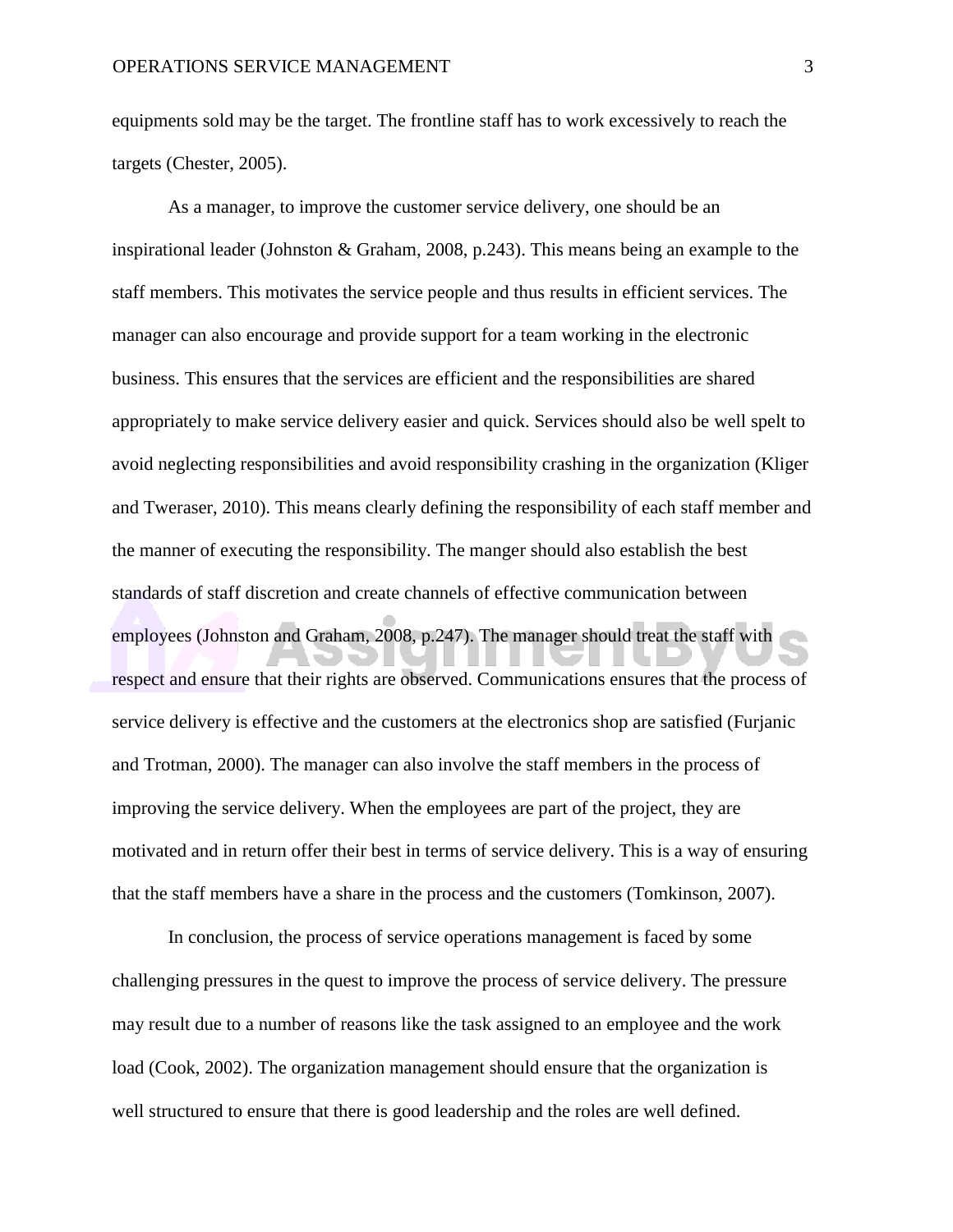equipments sold may be the target. The frontline staff has to work excessively to reach the targets (Chester, 2005).

As a manager, to improve the customer service delivery, one should be an inspirational leader (Johnston & Graham, 2008, p.243). This means being an example to the staff members. This motivates the service people and thus results in efficient services. The manager can also encourage and provide support for a team working in the electronic business. This ensures that the services are efficient and the responsibilities are shared appropriately to make service delivery easier and quick. Services should also be well spelt to avoid neglecting responsibilities and avoid responsibility crashing in the organization (Kliger and Tweraser, 2010). This means clearly defining the responsibility of each staff member and the manner of executing the responsibility. The manger should also establish the best standards of staff discretion and create channels of effective communication between employees (Johnston and Graham, 2008, p.247). The manager should treat the staff with respect and ensure that their rights are observed. Communications ensures that the process of service delivery is effective and the customers at the electronics shop are satisfied (Furjanic and Trotman, 2000). The manager can also involve the staff members in the process of improving the service delivery. When the employees are part of the project, they are motivated and in return offer their best in terms of service delivery. This is a way of ensuring that the staff members have a share in the process and the customers (Tomkinson, 2007).

In conclusion, the process of service operations management is faced by some challenging pressures in the quest to improve the process of service delivery. The pressure may result due to a number of reasons like the task assigned to an employee and the work load (Cook, 2002). The organization management should ensure that the organization is well structured to ensure that there is good leadership and the roles are well defined.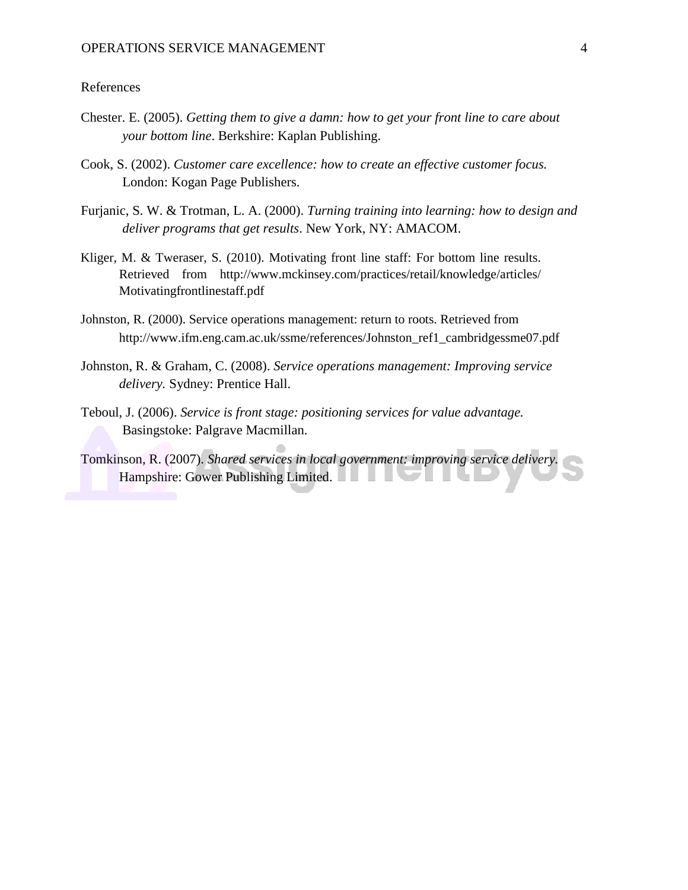References

Chester. E. (2005). *Getting them to give a damn: how to get your front line to care about your bottom line*. Berkshire: Kaplan Publishing.

Cook, S. (2002). *Customer care excellence: how to create an effective customer focus.* London: Kogan Page Publishers.

Furjanic, S. W. & Trotman, L. A. (2000). *Turning training into learning: how to design and deliver programs that get results*. New York, NY: AMACOM.

Kliger, M. & Tweraser, S. (2010). Motivating front line staff: For bottom line results. Retrieved from http://www.mckinsey.com/practices/retail/knowledge/articles/Motivatingfrontlinestaff.pdf

Johnston, R. (2000). Service operations management: return to roots. Retrieved from http://www.ifm.eng.cam.ac.uk/ssme/references/Johnston_ref1_cambridgessme07.pdf

Johnston, R. & Graham, C. (2008). *Service operations management: Improving service delivery.* Sydney: Prentice Hall.

Teboul, J. (2006). *Service is front stage: positioning services for value advantage.* Basingstoke: Palgrave Macmillan.

Tomkinson, R. (2007). *Shared services in local government: improving service delivery.* Hampshire: Gower Publishing Limited.